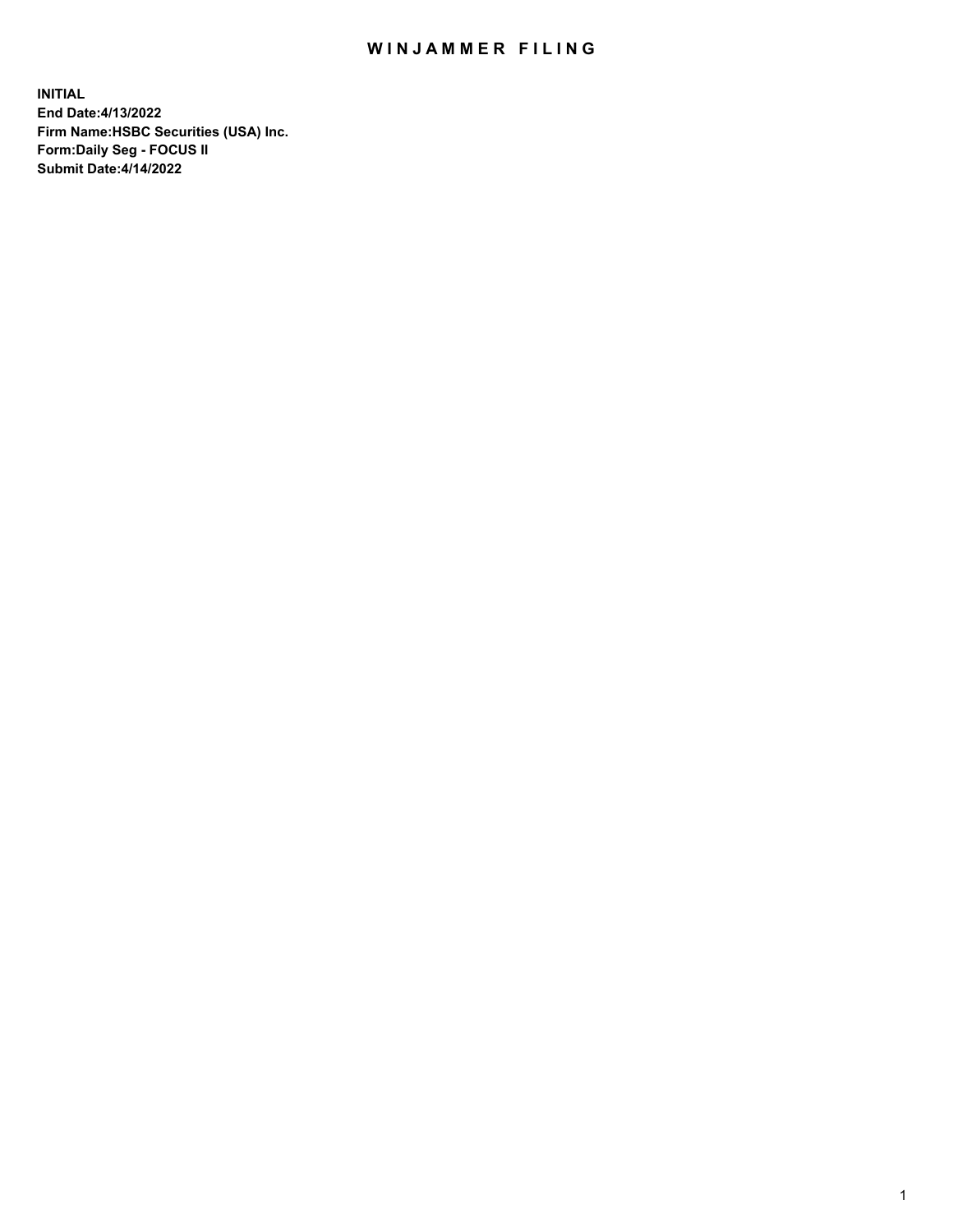# WINJAMMER FILING

**INITIAL**
**End Date:4/13/2022**
**Firm Name:HSBC Securities (USA) Inc.**
**Form:Daily Seg - FOCUS II**
**Submit Date:4/14/2022**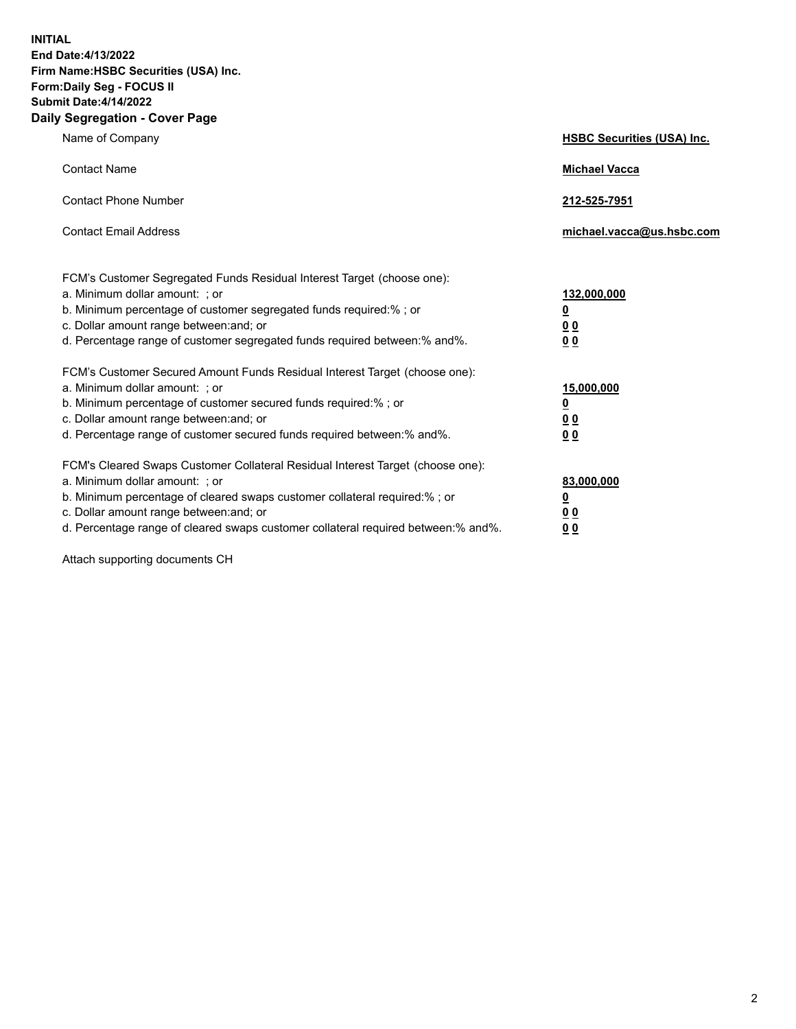**INITIAL**
**End Date:4/13/2022**
**Firm Name:HSBC Securities (USA) Inc.**
**Form:Daily Seg - FOCUS II**
**Submit Date:4/14/2022**

## Daily Segregation - Cover Page

| | |
|---|---|
| Name of Company | **HSBC Securities (USA) Inc.** |
| Contact Name | **Michael Vacca** |
| Contact Phone Number | **212-525-7951** |
| Contact Email Address | **michael.vacca@us.hsbc.com** |

| | |
|---|---|
| FCM's Customer Segregated Funds Residual Interest Target (choose one): | |
| a. Minimum dollar amount: ; or | **132,000,000** |
| b. Minimum percentage of customer segregated funds required:% ; or | **0** |
| c. Dollar amount range between:and; or | **0 0** |
| d. Percentage range of customer segregated funds required between:% and%. | **0 0** |
| FCM's Customer Secured Amount Funds Residual Interest Target (choose one): | |
| a. Minimum dollar amount: ; or | **15,000,000** |
| b. Minimum percentage of customer secured funds required:% ; or | **0** |
| c. Dollar amount range between:and; or | **0 0** |
| d. Percentage range of customer secured funds required between:% and%. | **0 0** |
| FCM's Cleared Swaps Customer Collateral Residual Interest Target (choose one): | |
| a. Minimum dollar amount: ; or | **83,000,000** |
| b. Minimum percentage of cleared swaps customer collateral required:% ; or | **0** |
| c. Dollar amount range between:and; or | **0 0** |
| d. Percentage range of cleared swaps customer collateral required between:% and%. | **0 0** |

Attach supporting documents CH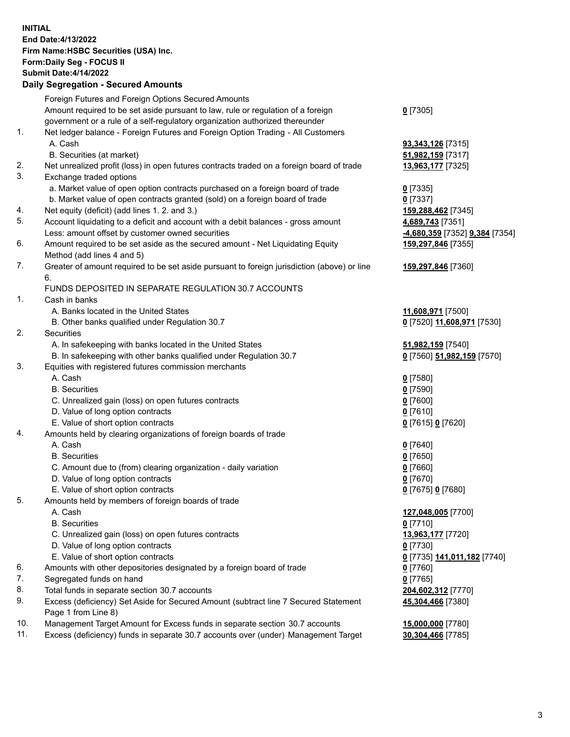**INITIAL**
**End Date:4/13/2022**
**Firm Name:HSBC Securities (USA) Inc.**
**Form:Daily Seg - FOCUS II**
**Submit Date:4/14/2022**

## Daily Segregation - Secured Amounts

| | | |
|---|---|---|
| | Foreign Futures and Foreign Options Secured Amounts | |
| | Amount required to be set aside pursuant to law, rule or regulation of a foreign government or a rule of a self-regulatory organization authorized thereunder | **0** [7305] |
| 1. | Net ledger balance - Foreign Futures and Foreign Option Trading - All Customers | |
| | A. Cash | **93,343,126** [7315] |
| | B. Securities (at market) | **51,982,159** [7317] |
| 2. | Net unrealized profit (loss) in open futures contracts traded on a foreign board of trade | **13,963,177** [7325] |
| 3. | Exchange traded options | |
| | a. Market value of open option contracts purchased on a foreign board of trade | **0** [7335] |
| | b. Market value of open contracts granted (sold) on a foreign board of trade | **0** [7337] |
| 4. | Net equity (deficit) (add lines 1. 2. and 3.) | **159,288,462** [7345] |
| 5. | Account liquidating to a deficit and account with a debit balances - gross amount | **4,689,743** [7351] |
| | Less: amount offset by customer owned securities | **-4,680,359** [7352] **9,384** [7354] |
| 6. | Amount required to be set aside as the secured amount - Net Liquidating Equity Method (add lines 4 and 5) | **159,297,846** [7355] |
| 7. | Greater of amount required to be set aside pursuant to foreign jurisdiction (above) or line 6. | **159,297,846** [7360] |
| | FUNDS DEPOSITED IN SEPARATE REGULATION 30.7 ACCOUNTS | |
| 1. | Cash in banks | |
| | A. Banks located in the United States | **11,608,971** [7500] |
| | B. Other banks qualified under Regulation 30.7 | **0** [7520] **11,608,971** [7530] |
| 2. | Securities | |
| | A. In safekeeping with banks located in the United States | **51,982,159** [7540] |
| | B. In safekeeping with other banks qualified under Regulation 30.7 | **0** [7560] **51,982,159** [7570] |
| 3. | Equities with registered futures commission merchants | |
| | A. Cash | **0** [7580] |
| | B. Securities | **0** [7590] |
| | C. Unrealized gain (loss) on open futures contracts | **0** [7600] |
| | D. Value of long option contracts | **0** [7610] |
| | E. Value of short option contracts | **0** [7615] **0** [7620] |
| 4. | Amounts held by clearing organizations of foreign boards of trade | |
| | A. Cash | **0** [7640] |
| | B. Securities | **0** [7650] |
| | C. Amount due to (from) clearing organization - daily variation | **0** [7660] |
| | D. Value of long option contracts | **0** [7670] |
| | E. Value of short option contracts | **0** [7675] **0** [7680] |
| 5. | Amounts held by members of foreign boards of trade | |
| | A. Cash | **127,048,005** [7700] |
| | B. Securities | **0** [7710] |
| | C. Unrealized gain (loss) on open futures contracts | **13,963,177** [7720] |
| | D. Value of long option contracts | **0** [7730] |
| | E. Value of short option contracts | **0** [7735] **141,011,182** [7740] |
| 6. | Amounts with other depositories designated by a foreign board of trade | **0** [7760] |
| 7. | Segregated funds on hand | **0** [7765] |
| 8. | Total funds in separate section 30.7 accounts | **204,602,312** [7770] |
| 9. | Excess (deficiency) Set Aside for Secured Amount (subtract line 7 Secured Statement Page 1 from Line 8) | **45,304,466** [7380] |
| 10. | Management Target Amount for Excess funds in separate section 30.7 accounts | **15,000,000** [7780] |
| 11. | Excess (deficiency) funds in separate 30.7 accounts over (under) Management Target | **30,304,466** [7785] |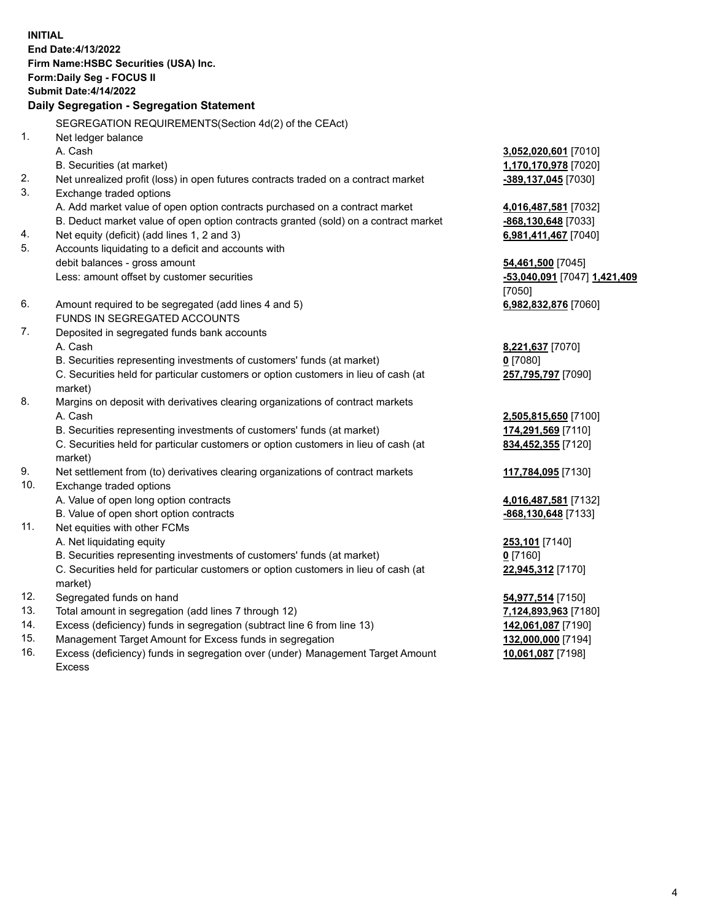**INITIAL**
**End Date:4/13/2022**
**Firm Name:HSBC Securities (USA) Inc.**
**Form:Daily Seg - FOCUS II**
**Submit Date:4/14/2022**

## Daily Segregation - Segregation Statement

SEGREGATION REQUIREMENTS(Section 4d(2) of the CEAct)

| | | |
|---|---|---|
| 1. | Net ledger balance | |
| | A. Cash | **3,052,020,601** [7010] |
| | B. Securities (at market) | **1,170,170,978** [7020] |
| 2. | Net unrealized profit (loss) in open futures contracts traded on a contract market | **-389,137,045** [7030] |
| 3. | Exchange traded options | |
| | A. Add market value of open option contracts purchased on a contract market | **4,016,487,581** [7032] |
| | B. Deduct market value of open option contracts granted (sold) on a contract market | **-868,130,648** [7033] |
| 4. | Net equity (deficit) (add lines 1, 2 and 3) | **6,981,411,467** [7040] |
| 5. | Accounts liquidating to a deficit and accounts with debit balances - gross amount | **54,461,500** [7045] |
| | Less: amount offset by customer securities | **-53,040,091** [7047] **1,421,409** [7050] |
| 6. | Amount required to be segregated (add lines 4 and 5) | **6,982,832,876** [7060] |
| | FUNDS IN SEGREGATED ACCOUNTS | |
| 7. | Deposited in segregated funds bank accounts | |
| | A. Cash | **8,221,637** [7070] |
| | B. Securities representing investments of customers' funds (at market) | **0** [7080] |
| | C. Securities held for particular customers or option customers in lieu of cash (at market) | **257,795,797** [7090] |
| 8. | Margins on deposit with derivatives clearing organizations of contract markets | |
| | A. Cash | **2,505,815,650** [7100] |
| | B. Securities representing investments of customers' funds (at market) | **174,291,569** [7110] |
| | C. Securities held for particular customers or option customers in lieu of cash (at market) | **834,452,355** [7120] |
| 9. | Net settlement from (to) derivatives clearing organizations of contract markets | **117,784,095** [7130] |
| 10. | Exchange traded options | |
| | A. Value of open long option contracts | **4,016,487,581** [7132] |
| | B. Value of open short option contracts | **-868,130,648** [7133] |
| 11. | Net equities with other FCMs | |
| | A. Net liquidating equity | **253,101** [7140] |
| | B. Securities representing investments of customers' funds (at market) | **0** [7160] |
| | C. Securities held for particular customers or option customers in lieu of cash (at market) | **22,945,312** [7170] |
| 12. | Segregated funds on hand | **54,977,514** [7150] |
| 13. | Total amount in segregation (add lines 7 through 12) | **7,124,893,963** [7180] |
| 14. | Excess (deficiency) funds in segregation (subtract line 6 from line 13) | **142,061,087** [7190] |
| 15. | Management Target Amount for Excess funds in segregation | **132,000,000** [7194] |
| 16. | Excess (deficiency) funds in segregation over (under) Management Target Amount Excess | **10,061,087** [7198] |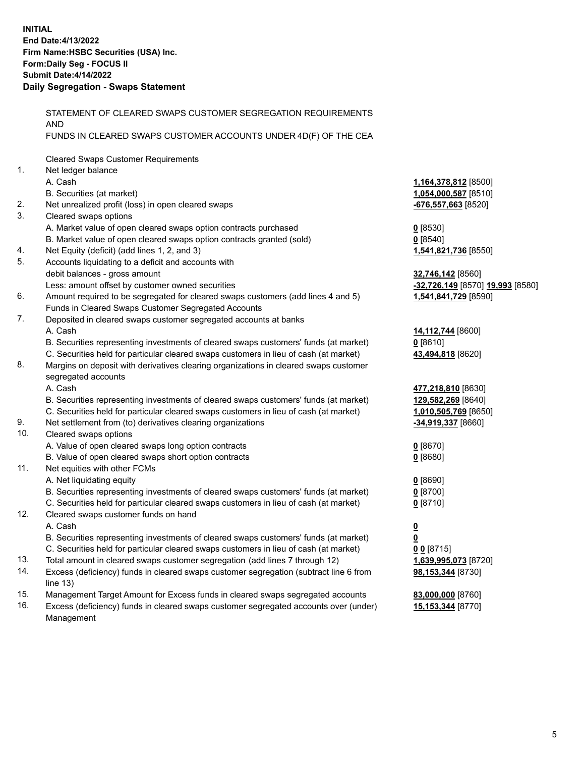**INITIAL**
**End Date:4/13/2022**
**Firm Name:HSBC Securities (USA) Inc.**
**Form:Daily Seg - FOCUS II**
**Submit Date:4/14/2022**
**Daily Segregation - Swaps Statement**

STATEMENT OF CLEARED SWAPS CUSTOMER SEGREGATION REQUIREMENTS AND
FUNDS IN CLEARED SWAPS CUSTOMER ACCOUNTS UNDER 4D(F) OF THE CEA

| | | |
|---|---|---|
| | Cleared Swaps Customer Requirements | |
| 1. | Net ledger balance | |
| | A. Cash | **1,164,378,812** [8500] |
| | B. Securities (at market) | **1,054,000,587** [8510] |
| 2. | Net unrealized profit (loss) in open cleared swaps | **-676,557,663** [8520] |
| 3. | Cleared swaps options | |
| | A. Market value of open cleared swaps option contracts purchased | **0** [8530] |
| | B. Market value of open cleared swaps option contracts granted (sold) | **0** [8540] |
| 4. | Net Equity (deficit) (add lines 1, 2, and 3) | **1,541,821,736** [8550] |
| 5. | Accounts liquidating to a deficit and accounts with debit balances - gross amount | **32,746,142** [8560] |
| | Less: amount offset by customer owned securities | **-32,726,149** [8570] **19,993** [8580] |
| 6. | Amount required to be segregated for cleared swaps customers (add lines 4 and 5) | **1,541,841,729** [8590] |
| | Funds in Cleared Swaps Customer Segregated Accounts | |
| 7. | Deposited in cleared swaps customer segregated accounts at banks | |
| | A. Cash | **14,112,744** [8600] |
| | B. Securities representing investments of cleared swaps customers' funds (at market) | **0** [8610] |
| | C. Securities held for particular cleared swaps customers in lieu of cash (at market) | **43,494,818** [8620] |
| 8. | Margins on deposit with derivatives clearing organizations in cleared swaps customer segregated accounts | |
| | A. Cash | **477,218,810** [8630] |
| | B. Securities representing investments of cleared swaps customers' funds (at market) | **129,582,269** [8640] |
| | C. Securities held for particular cleared swaps customers in lieu of cash (at market) | **1,010,505,769** [8650] |
| 9. | Net settlement from (to) derivatives clearing organizations | **-34,919,337** [8660] |
| 10. | Cleared swaps options | |
| | A. Value of open cleared swaps long option contracts | **0** [8670] |
| | B. Value of open cleared swaps short option contracts | **0** [8680] |
| 11. | Net equities with other FCMs | |
| | A. Net liquidating equity | **0** [8690] |
| | B. Securities representing investments of cleared swaps customers' funds (at market) | **0** [8700] |
| | C. Securities held for particular cleared swaps customers in lieu of cash (at market) | **0** [8710] |
| 12. | Cleared swaps customer funds on hand | |
| | A. Cash | **0** |
| | B. Securities representing investments of cleared swaps customers' funds (at market) | **0** |
| | C. Securities held for particular cleared swaps customers in lieu of cash (at market) | **0** **0** [8715] |
| 13. | Total amount in cleared swaps customer segregation (add lines 7 through 12) | **1,639,995,073** [8720] |
| 14. | Excess (deficiency) funds in cleared swaps customer segregation (subtract line 6 from line 13) | **98,153,344** [8730] |
| 15. | Management Target Amount for Excess funds in cleared swaps segregated accounts | **83,000,000** [8760] |
| 16. | Excess (deficiency) funds in cleared swaps customer segregated accounts over (under) Management | **15,153,344** [8770] |